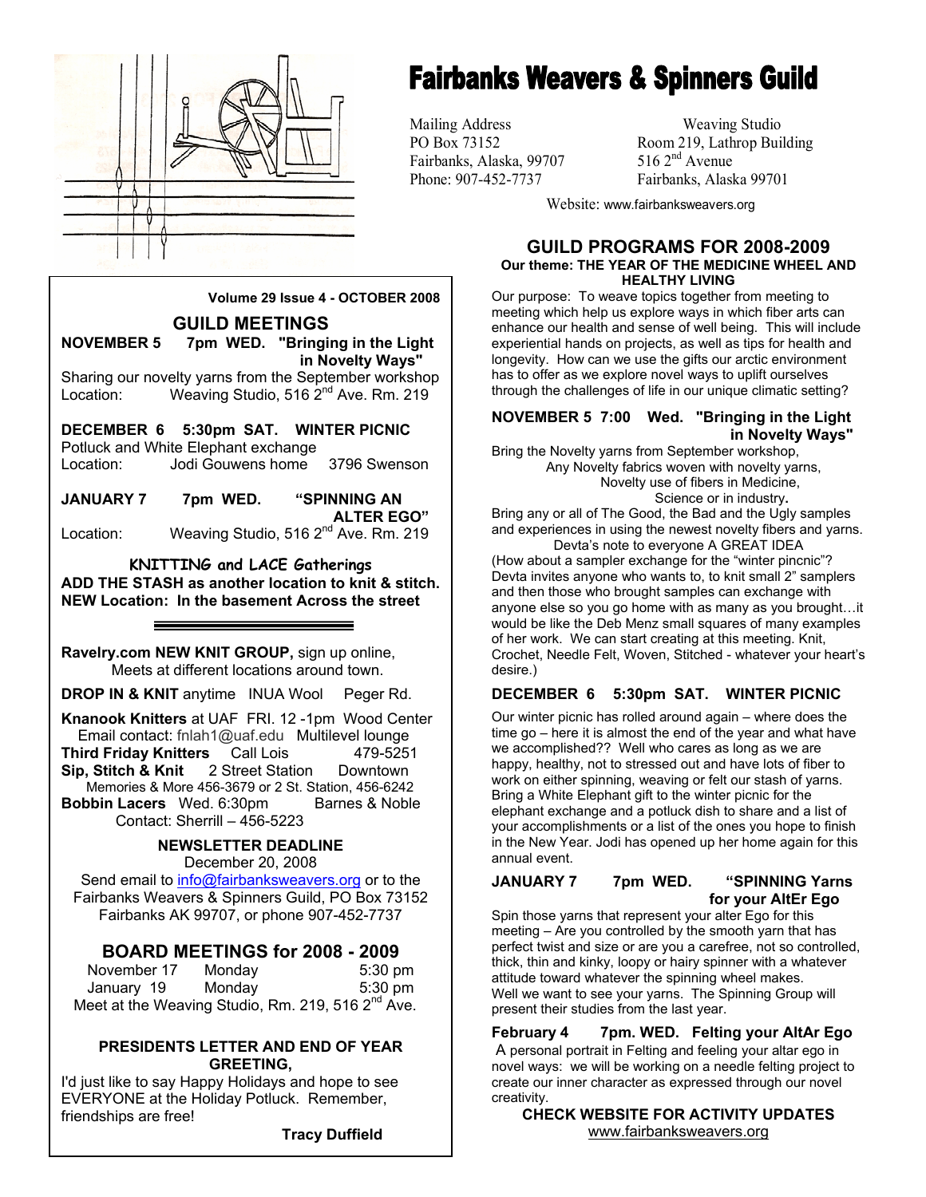# Fairbanks Weavers & Spinners Guild

Mailing Address
PO Box 73152
Fairbanks, Alaska, 99707
Phone: 907-452-7737

Weaving Studio
Room 219, Lathrop Building
516 2nd Avenue
Fairbanks, Alaska 99701

Website: www.fairbanksweavers.org

**Volume 29 Issue 4 - OCTOBER 2008**

## GUILD MEETINGS

**NOVEMBER 5 7pm WED. "Bringing in the Light in Novelty Ways"**
Sharing our novelty yarns from the September workshop
Location: Weaving Studio, 516 2nd Ave. Rm. 219

**DECEMBER 6 5:30pm SAT. WINTER PICNIC**
Potluck and White Elephant exchange
Location: Jodi Gouwens home 3796 Swenson

**JANUARY 7 7pm WED. "SPINNING AN ALTER EGO"**
Location: Weaving Studio, 516 2nd Ave. Rm. 219

### KNITTING and LACE Gatherings

**ADD THE STASH as another location to knit & stitch.**
**NEW Location: In the basement Across the street**

**Ravelry.com NEW KNIT GROUP,** sign up online, Meets at different locations around town.

**DROP IN & KNIT** anytime INUA Wool Peger Rd.

**Knanook Knitters** at UAF FRI. 12 -1pm Wood Center
Email contact: fnlah1@uaf.edu Multilevel lounge
**Third Friday Knitters** Call Lois 479-5251
**Sip, Stitch & Knit** 2 Street Station Downtown
Memories & More 456-3679 or 2 St. Station, 456-6242
**Bobbin Lacers** Wed. 6:30pm Barnes & Noble
Contact: Sherrill – 456-5223

### NEWSLETTER DEADLINE

December 20, 2008
Send email to info@fairbanksweavers.org or to the Fairbanks Weavers & Spinners Guild, PO Box 73152 Fairbanks AK 99707, or phone 907-452-7737

## BOARD MEETINGS for 2008 - 2009

| | | |
|---|---|---|
| November 17 | Monday | 5:30 pm |
| January 19 | Monday | 5:30 pm |

Meet at the Weaving Studio, Rm. 219, 516 2nd Ave.

### PRESIDENTS LETTER AND END OF YEAR GREETING,

I'd just like to say Happy Holidays and hope to see EVERYONE at the Holiday Potluck. Remember, friendships are free!

**Tracy Duffield**

## GUILD PROGRAMS FOR 2008-2009

**Our theme: THE YEAR OF THE MEDICINE WHEEL AND HEALTHY LIVING**

Our purpose: To weave topics together from meeting to meeting which help us explore ways in which fiber arts can enhance our health and sense of well being. This will include experiential hands on projects, as well as tips for health and longevity. How can we use the gifts our arctic environment has to offer as we explore novel ways to uplift ourselves through the challenges of life in our unique climatic setting?

**NOVEMBER 5 7:00 Wed. "Bringing in the Light in Novelty Ways"**

Bring the Novelty yarns from September workshop,
Any Novelty fabrics woven with novelty yarns,
Novelty use of fibers in Medicine,
Science or in industry.

Bring any or all of The Good, the Bad and the Ugly samples and experiences in using the newest novelty fibers and yarns.

Devta's note to everyone A GREAT IDEA
(How about a sampler exchange for the "winter pincnic"? Devta invites anyone who wants to, to knit small 2" samplers and then those who brought samples can exchange with anyone else so you go home with as many as you brought…it would be like the Deb Menz small squares of many examples of her work. We can start creating at this meeting. Knit, Crochet, Needle Felt, Woven, Stitched - whatever your heart's desire.)

**DECEMBER 6 5:30pm SAT. WINTER PICNIC**

Our winter picnic has rolled around again – where does the time go – here it is almost the end of the year and what have we accomplished?? Well who cares as long as we are happy, healthy, not to stressed out and have lots of fiber to work on either spinning, weaving or felt our stash of yarns. Bring a White Elephant gift to the winter picnic for the elephant exchange and a potluck dish to share and a list of your accomplishments or a list of the ones you hope to finish in the New Year. Jodi has opened up her home again for this annual event.

**JANUARY 7 7pm WED. "SPINNING Yarns for your AltEr Ego**

Spin those yarns that represent your alter Ego for this meeting – Are you controlled by the smooth yarn that has perfect twist and size or are you a carefree, not so controlled, thick, thin and kinky, loopy or hairy spinner with a whatever attitude toward whatever the spinning wheel makes.
Well we want to see your yarns. The Spinning Group will present their studies from the last year.

**February 4 7pm. WED. Felting your AltAr Ego**

A personal portrait in Felting and feeling your altar ego in novel ways: we will be working on a needle felting project to create our inner character as expressed through our novel creativity.

**CHECK WEBSITE FOR ACTIVITY UPDATES**
www.fairbanksweavers.org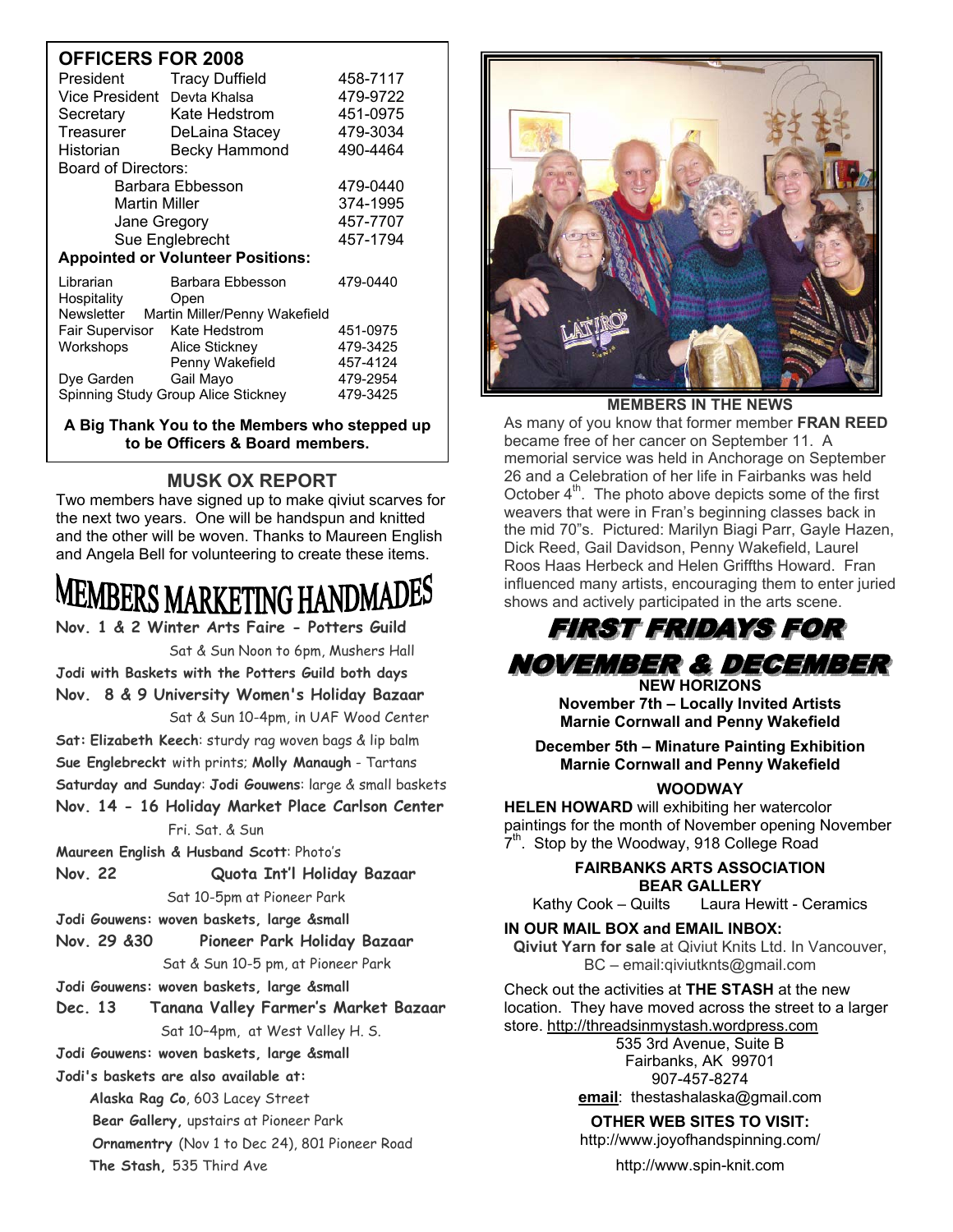## OFFICERS FOR 2008

| | | |
|---|---|---|
| President | Tracy Duffield | 458-7117 |
| Vice President | Devta Khalsa | 479-9722 |
| Secretary | Kate Hedstrom | 451-0975 |
| Treasurer | DeLaina Stacey | 479-3034 |
| Historian | Becky Hammond | 490-4464 |
| Board of Directors: | | |
| | Barbara Ebbesson | 479-0440 |
| | Martin Miller | 374-1995 |
| | Jane Gregory | 457-7707 |
| | Sue Englebrecht | 457-1794 |

**Appointed or Volunteer Positions:**

| | | |
|---|---|---|
| Librarian | Barbara Ebbesson | 479-0440 |
| Hospitality | Open | |
| Newsletter | Martin Miller/Penny Wakefield | |
| Fair Supervisor | Kate Hedstrom | 451-0975 |
| Workshops | Alice Stickney | 479-3425 |
| | Penny Wakefield | 457-4124 |
| Dye Garden | Gail Mayo | 479-2954 |
| Spinning Study Group | Alice Stickney | 479-3425 |

**A Big Thank You to the Members who stepped up to be Officers & Board members.**

## MUSK OX REPORT

Two members have signed up to make qiviut scarves for the next two years. One will be handspun and knitted and the other will be woven. Thanks to Maureen English and Angela Bell for volunteering to create these items.

## MEMBERS MARKETING HANDMADES

**Nov. 1 & 2 Winter Arts Faire - Potters Guild**
Sat & Sun Noon to 6pm, Mushers Hall
**Jodi with Baskets with the Potters Guild both days**

**Nov. 8 & 9 University Women's Holiday Bazaar**
Sat & Sun 10-4pm, in UAF Wood Center
**Sat: Elizabeth Keech**: sturdy rag woven bags & lip balm
**Sue Englebreckt** with prints; **Molly Manaugh** - Tartans
**Saturday and Sunday**: **Jodi Gouwens**: large & small baskets

**Nov. 14 - 16 Holiday Market Place Carlson Center**
Fri. Sat. & Sun
**Maureen English & Husband Scott**: Photo's

**Nov. 22 Quota Int'l Holiday Bazaar**
Sat 10-5pm at Pioneer Park
**Jodi Gouwens: woven baskets, large &small**

**Nov. 29 &30 Pioneer Park Holiday Bazaar**
Sat & Sun 10-5 pm, at Pioneer Park
**Jodi Gouwens: woven baskets, large &small**

**Dec. 13 Tanana Valley Farmer's Market Bazaar**
Sat 10–4pm, at West Valley H. S.
**Jodi Gouwens: woven baskets, large &small**

**Jodi's baskets are also available at:**
- **Alaska Rag Co**, 603 Lacey Street
- **Bear Gallery,** upstairs at Pioneer Park
- **Ornamentry** (Nov 1 to Dec 24), 801 Pioneer Road
- **The Stash,** 535 Third Ave

**MEMBERS IN THE NEWS**

As many of you know that former member **FRAN REED** became free of her cancer on September 11. A memorial service was held in Anchorage on September 26 and a Celebration of her life in Fairbanks was held October 4th. The photo above depicts some of the first weavers that were in Fran's beginning classes back in the mid 70"s. Pictured: Marilyn Biagi Parr, Gayle Hazen, Dick Reed, Gail Davidson, Penny Wakefield, Laurel Roos Haas Herbeck and Helen Griffths Howard. Fran influenced many artists, encouraging them to enter juried shows and actively participated in the arts scene.

## FIRST FRIDAYS FOR NOVEMBER & DECEMBER

**NEW HORIZONS**
**November 7th – Locally Invited Artists**
**Marnie Cornwall and Penny Wakefield**

**December 5th – Minature Painting Exhibition**
**Marnie Cornwall and Penny Wakefield**

**WOODWAY**

**HELEN HOWARD** will exhibiting her watercolor paintings for the month of November opening November 7th. Stop by the Woodway, 918 College Road

**FAIRBANKS ARTS ASSOCIATION**
**BEAR GALLERY**
Kathy Cook – Quilts Laura Hewitt - Ceramics

**IN OUR MAIL BOX and EMAIL INBOX:**
**Qiviut Yarn for sale** at Qiviut Knits Ltd. In Vancouver, BC – email:qiviutknts@gmail.com

Check out the activities at **THE STASH** at the new location. They have moved across the street to a larger store. http://threadsinmystash.wordpress.com
535 3rd Avenue, Suite B
Fairbanks, AK 99701
907-457-8274
**email**: thestashalaska@gmail.com

**OTHER WEB SITES TO VISIT:**
http://www.joyofhandspinning.com/
http://www.spin-knit.com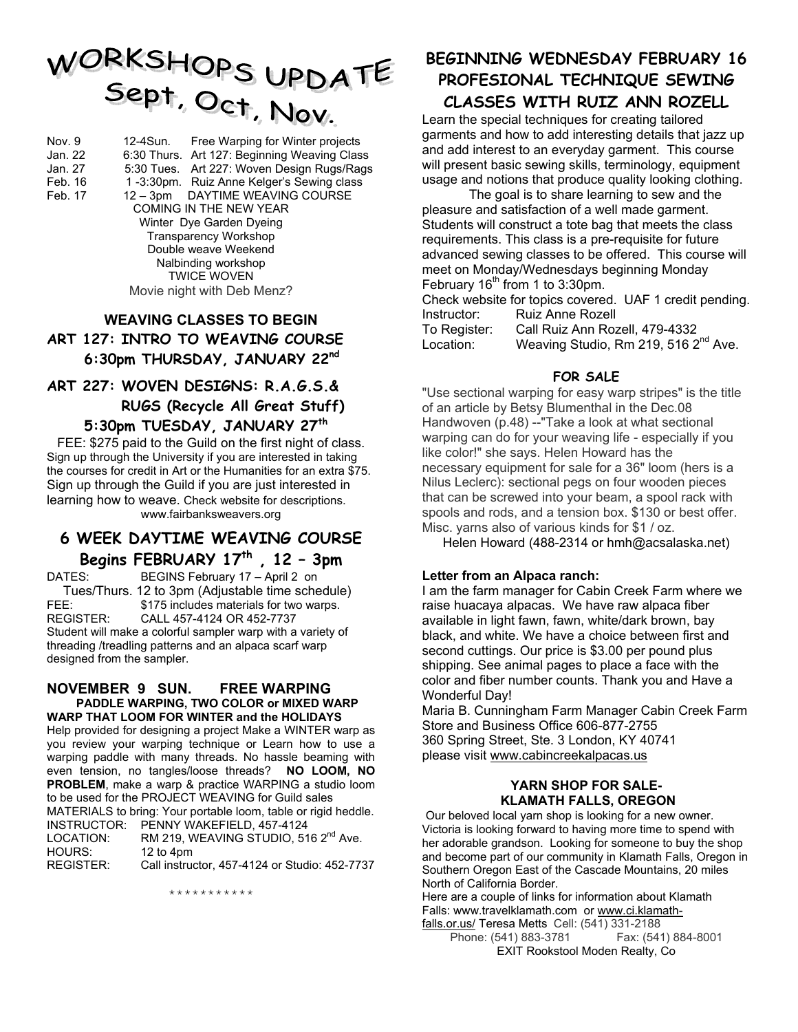# WORKSHOPS UPDATE Sept, Oct, Nov.

| | | |
|---|---|---|
| Nov. 9 | 12-4Sun. | Free Warping for Winter projects |
| Jan. 22 | 6:30 Thurs. | Art 127: Beginning Weaving Class |
| Jan. 27 | 5:30 Tues. | Art 227: Woven Design Rugs/Rags |
| Feb. 16 | 1 -3:30pm. | Ruiz Anne Kelger's Sewing class |
| Feb. 17 | 12 – 3pm | DAYTIME WEAVING COURSE |

COMING IN THE NEW YEAR
Winter Dye Garden Dyeing
Transparency Workshop
Double weave Weekend
Nalbinding workshop
TWICE WOVEN
Movie night with Deb Menz?

## WEAVING CLASSES TO BEGIN

## ART 127: INTRO TO WEAVING COURSE 6:30pm THURSDAY, JANUARY 22nd

## ART 227: WOVEN DESIGNS: R.A.G.S.& RUGS (Recycle All Great Stuff) 5:30pm TUESDAY, JANUARY 27th

FEE: $275 paid to the Guild on the first night of class. Sign up through the University if you are interested in taking the courses for credit in Art or the Humanities for an extra $75. Sign up through the Guild if you are just interested in learning how to weave. Check website for descriptions. www.fairbanksweavers.org

## 6 WEEK DAYTIME WEAVING COURSE Begins FEBRUARY 17th , 12 – 3pm

DATES: BEGINS February 17 – April 2 on Tues/Thurs. 12 to 3pm (Adjustable time schedule)
FEE: $175 includes materials for two warps.
REGISTER: CALL 457-4124 OR 452-7737

Student will make a colorful sampler warp with a variety of threading /treadling patterns and an alpaca scarf warp designed from the sampler.

## NOVEMBER 9 SUN. FREE WARPING

**PADDLE WARPING, TWO COLOR or MIXED WARP WARP THAT LOOM FOR WINTER and the HOLIDAYS**

Help provided for designing a project Make a WINTER warp as you review your warping technique or Learn how to use a warping paddle with many threads. No hassle beaming with even tension, no tangles/loose threads? **NO LOOM, NO PROBLEM**, make a warp & practice WARPING a studio loom to be used for the PROJECT WEAVING for Guild sales

MATERIALS to bring: Your portable loom, table or rigid heddle.
INSTRUCTOR: PENNY WAKEFIELD, 457-4124
LOCATION: RM 219, WEAVING STUDIO, 516 2nd Ave.
HOURS: 12 to 4pm
REGISTER: Call instructor, 457-4124 or Studio: 452-7737

\* \* \* \* \* \* \* \* \* \* \*

## BEGINNING WEDNESDAY FEBRUARY 16 PROFESIONAL TECHNIQUE SEWING CLASSES WITH RUIZ ANN ROZELL

Learn the special techniques for creating tailored garments and how to add interesting details that jazz up and add interest to an everyday garment. This course will present basic sewing skills, terminology, equipment usage and notions that produce quality looking clothing.

The goal is to share learning to sew and the pleasure and satisfaction of a well made garment. Students will construct a tote bag that meets the class requirements. This class is a pre-requisite for future advanced sewing classes to be offered. This course will meet on Monday/Wednesdays beginning Monday February 16th from 1 to 3:30pm.

Check website for topics covered. UAF 1 credit pending.
Instructor: Ruiz Anne Rozell
To Register: Call Ruiz Ann Rozell, 479-4332
Location: Weaving Studio, Rm 219, 516 2nd Ave.

### FOR SALE

"Use sectional warping for easy warp stripes" is the title of an article by Betsy Blumenthal in the Dec.08 Handwoven (p.48) --"Take a look at what sectional warping can do for your weaving life - especially if you like color!" she says. Helen Howard has the necessary equipment for sale for a 36" loom (hers is a Nilus Leclerc): sectional pegs on four wooden pieces that can be screwed into your beam, a spool rack with spools and rods, and a tension box. $130 or best offer. Misc. yarns also of various kinds for $1 / oz.

Helen Howard (488-2314 or hmh@acsalaska.net)

**Letter from an Alpaca ranch:**

I am the farm manager for Cabin Creek Farm where we raise huacaya alpacas. We have raw alpaca fiber available in light fawn, fawn, white/dark brown, bay black, and white. We have a choice between first and second cuttings. Our price is $3.00 per pound plus shipping. See animal pages to place a face with the color and fiber number counts. Thank you and Have a Wonderful Day!

Maria B. Cunningham Farm Manager Cabin Creek Farm
Store and Business Office 606-877-2755
360 Spring Street, Ste. 3 London, KY 40741
please visit www.cabincreekalpacas.us

### YARN SHOP FOR SALE- KLAMATH FALLS, OREGON

Our beloved local yarn shop is looking for a new owner. Victoria is looking forward to having more time to spend with her adorable grandson. Looking for someone to buy the shop and become part of our community in Klamath Falls, Oregon in Southern Oregon East of the Cascade Mountains, 20 miles North of California Border.

Here are a couple of links for information about Klamath Falls: www.travelklamath.com or www.ci.klamath-falls.or.us/ Teresa Metts Cell: (541) 331-2188
Phone: (541) 883-3781 Fax: (541) 884-8001
EXIT Rookstool Moden Realty, Co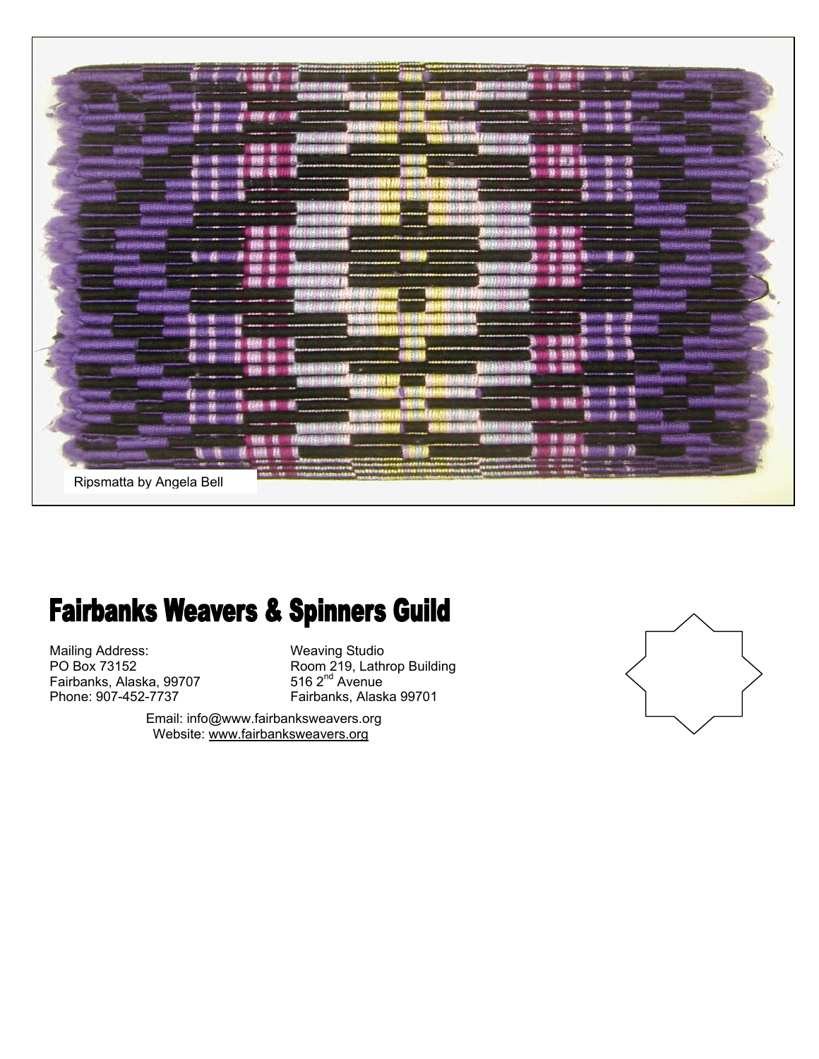Ripsmatta by Angela Bell

# Fairbanks Weavers & Spinners Guild

Mailing Address:
PO Box 73152
Fairbanks, Alaska, 99707
Phone: 907-452-7737

Weaving Studio
Room 219, Lathrop Building
516 2nd Avenue
Fairbanks, Alaska 99701

Email: info@www.fairbanksweavers.org
Website: www.fairbanksweavers.org